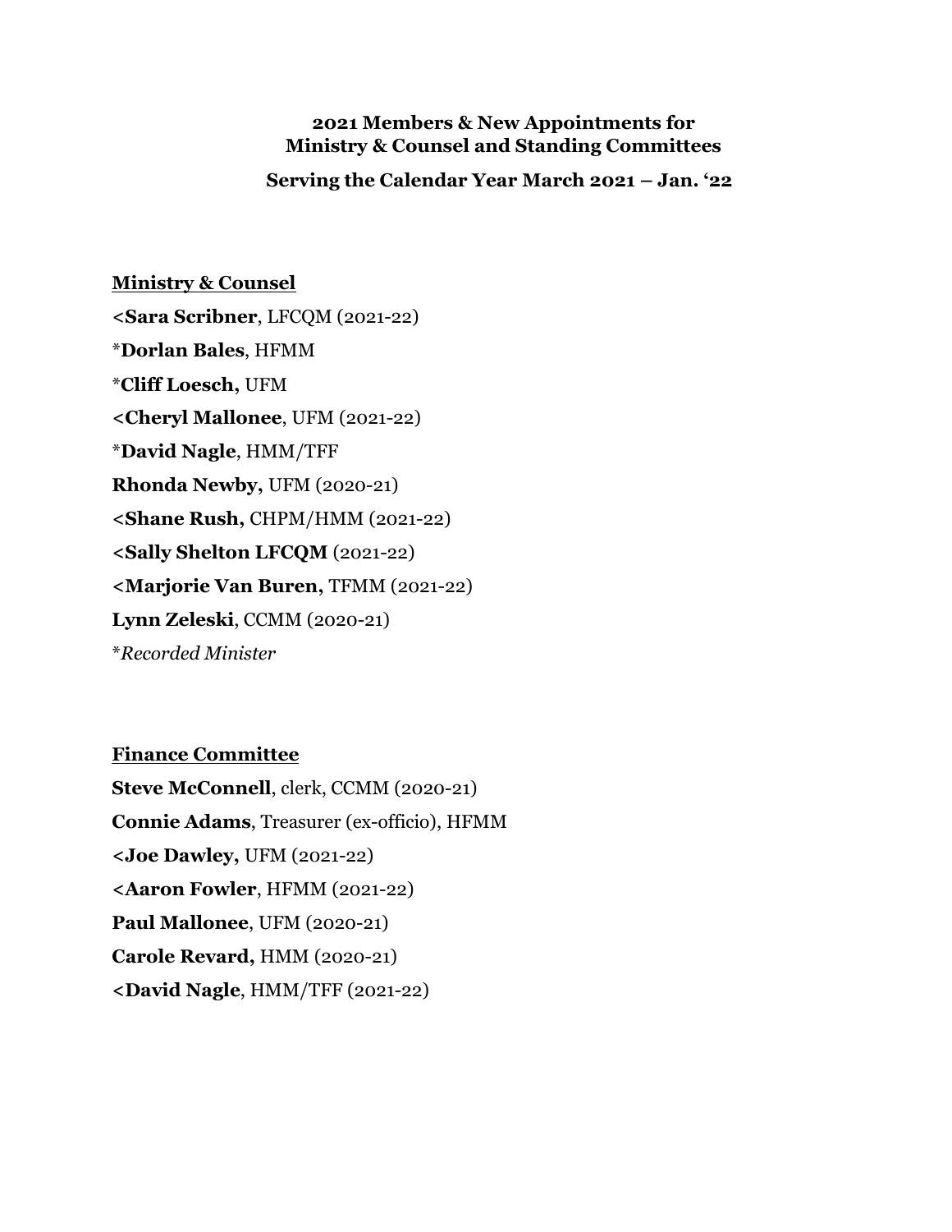**2021 Members & New Appointments for**
**Ministry & Counsel and Standing Committees**

**Serving the Calendar Year March 2021 – Jan. '22**

**Ministry & Counsel**

**<Sara Scribner**, LFCQM (2021-22)

*__Dorlan Bales__, HFMM

*__Cliff Loesch,__ UFM

**<Cheryl Mallonee**, UFM (2021-22)

*__David Nagle__, HMM/TFF

**Rhonda Newby,** UFM (2020-21)

**<Shane Rush,** CHPM/HMM (2021-22)

**<Sally Shelton LFCQM** (2021-22)

**<Marjorie Van Buren,** TFMM (2021-22)

**Lynn Zeleski**, CCMM (2020-21)

**Recorded Minister*

**Finance Committee**

**Steve McConnell**, clerk, CCMM (2020-21)

**Connie Adams**, Treasurer (ex-officio), HFMM

**<Joe Dawley,** UFM (2021-22)

**<Aaron Fowler**, HFMM (2021-22)

**Paul Mallonee**, UFM (2020-21)

**Carole Revard,** HMM (2020-21)

**<David Nagle**, HMM/TFF (2021-22)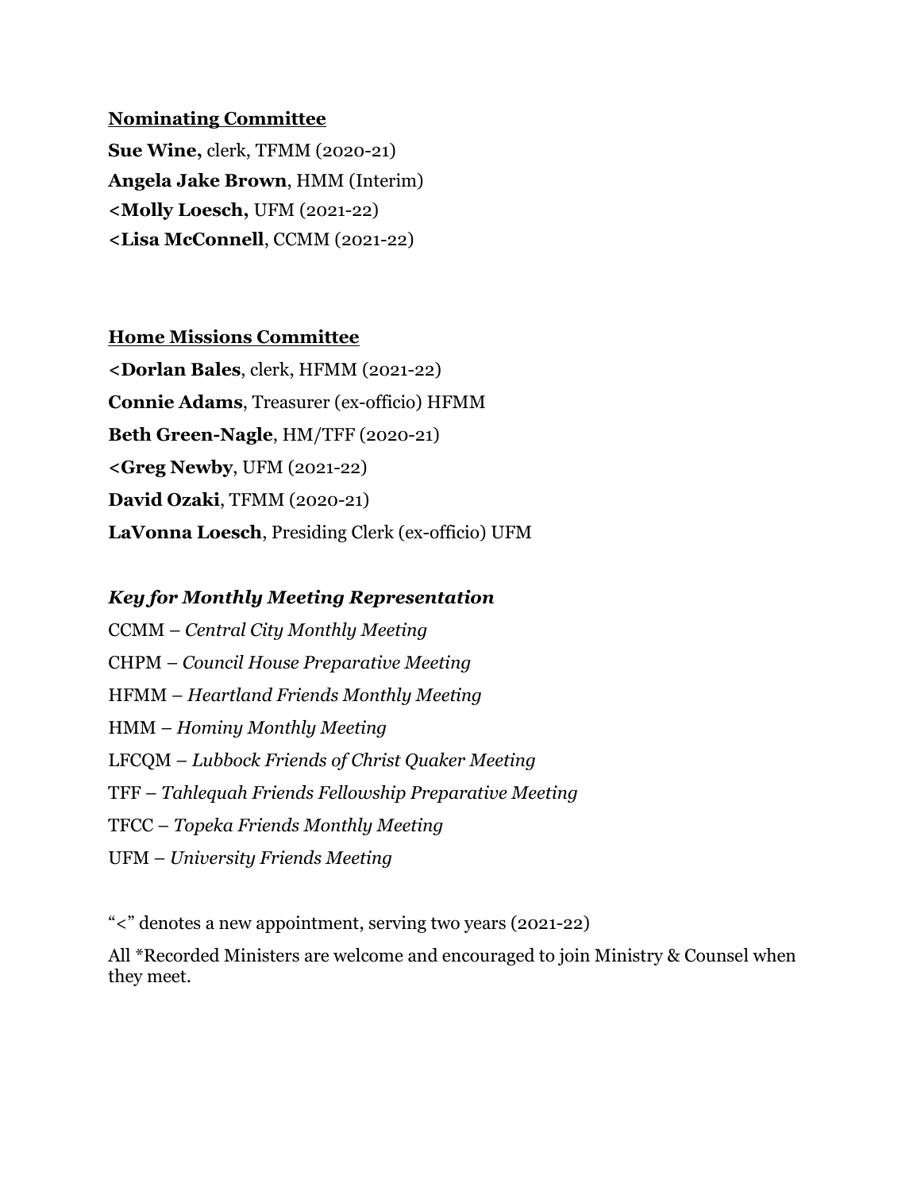**Nominating Committee**

**Sue Wine,** clerk, TFMM (2020-21)

**Angela Jake Brown**, HMM (Interim)

**<Molly Loesch,** UFM (2021-22)

**<Lisa McConnell**, CCMM (2021-22)

**Home Missions Committee**

**<Dorlan Bales**, clerk, HFMM (2021-22)

**Connie Adams**, Treasurer (ex-officio) HFMM

**Beth Green-Nagle**, HM/TFF (2020-21)

**<Greg Newby**, UFM (2021-22)

**David Ozaki**, TFMM (2020-21)

**LaVonna Loesch**, Presiding Clerk (ex-officio) UFM

***Key for Monthly Meeting Representation***

CCMM – *Central City Monthly Meeting*

CHPM – *Council House Preparative Meeting*

HFMM – *Heartland Friends Monthly Meeting*

HMM – *Hominy Monthly Meeting*

LFCQM – *Lubbock Friends of Christ Quaker Meeting*

TFF – *Tahlequah Friends Fellowship Preparative Meeting*

TFCC – *Topeka Friends Monthly Meeting*

UFM – *University Friends Meeting*

"<" denotes a new appointment, serving two years (2021-22)

All *Recorded Ministers are welcome and encouraged to join Ministry & Counsel when they meet.